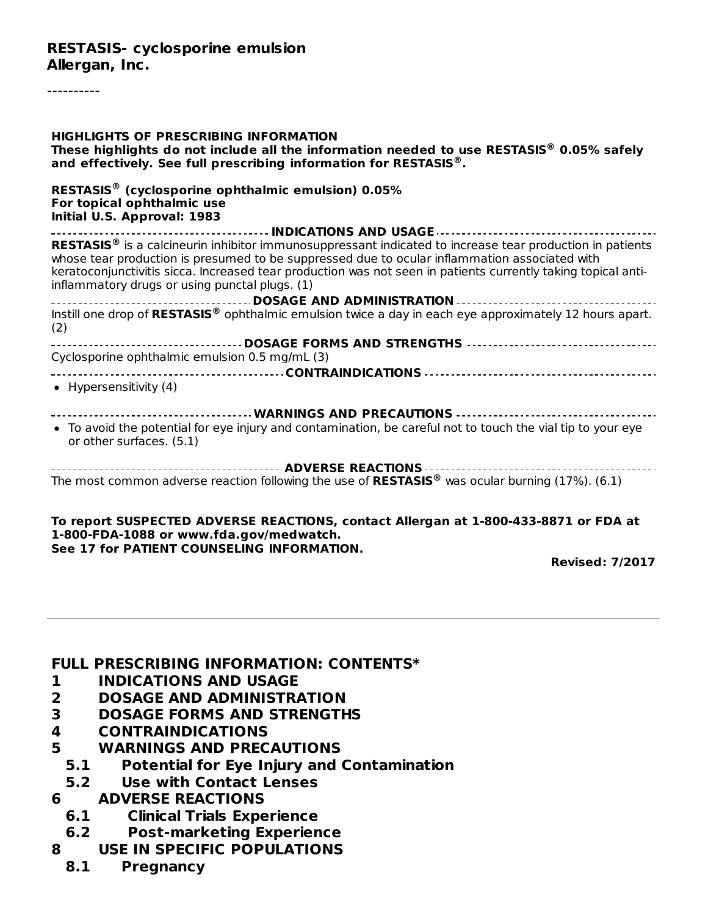**RESTASIS- cyclosporine emulsion**
**Allergan, Inc.**

----------

**HIGHLIGHTS OF PRESCRIBING INFORMATION**
**These highlights do not include all the information needed to use RESTASIS® 0.05% safely and effectively. See full prescribing information for RESTASIS®.**

**RESTASIS® (cyclosporine ophthalmic emulsion) 0.05%**
**For topical ophthalmic use**
**Initial U.S. Approval: 1983**

**INDICATIONS AND USAGE**

**RESTASIS®** is a calcineurin inhibitor immunosuppressant indicated to increase tear production in patients whose tear production is presumed to be suppressed due to ocular inflammation associated with keratoconjunctivitis sicca. Increased tear production was not seen in patients currently taking topical anti-inflammatory drugs or using punctal plugs. (1)

**DOSAGE AND ADMINISTRATION**

Instill one drop of **RESTASIS®** ophthalmic emulsion twice a day in each eye approximately 12 hours apart. (2)

**DOSAGE FORMS AND STRENGTHS**

Cyclosporine ophthalmic emulsion 0.5 mg/mL (3)

**CONTRAINDICATIONS**

- Hypersensitivity (4)

**WARNINGS AND PRECAUTIONS**

- To avoid the potential for eye injury and contamination, be careful not to touch the vial tip to your eye or other surfaces. (5.1)

**ADVERSE REACTIONS**

The most common adverse reaction following the use of **RESTASIS®** was ocular burning (17%). (6.1)

**To report SUSPECTED ADVERSE REACTIONS, contact Allergan at 1-800-433-8871 or FDA at 1-800-FDA-1088 or www.fda.gov/medwatch.**
**See 17 for PATIENT COUNSELING INFORMATION.**

**Revised: 7/2017**

---

## FULL PRESCRIBING INFORMATION: CONTENTS*

**1 INDICATIONS AND USAGE**
**2 DOSAGE AND ADMINISTRATION**
**3 DOSAGE FORMS AND STRENGTHS**
**4 CONTRAINDICATIONS**
**5 WARNINGS AND PRECAUTIONS**
- **5.1 Potential for Eye Injury and Contamination**
- **5.2 Use with Contact Lenses**

**6 ADVERSE REACTIONS**
- **6.1 Clinical Trials Experience**
- **6.2 Post-marketing Experience**

**8 USE IN SPECIFIC POPULATIONS**
- **8.1 Pregnancy**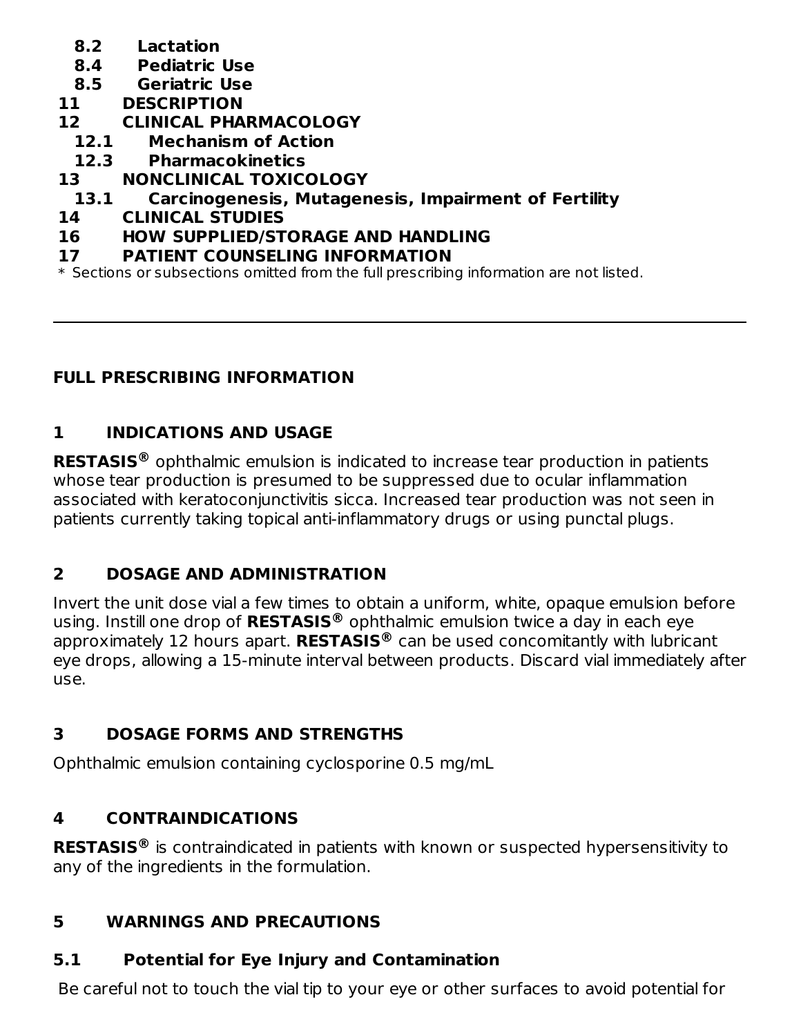**8.2 Lactation**
**8.4 Pediatric Use**
**8.5 Geriatric Use**
**11 DESCRIPTION**
**12 CLINICAL PHARMACOLOGY**
**12.1 Mechanism of Action**
**12.3 Pharmacokinetics**
**13 NONCLINICAL TOXICOLOGY**
**13.1 Carcinogenesis, Mutagenesis, Impairment of Fertility**
**14 CLINICAL STUDIES**
**16 HOW SUPPLIED/STORAGE AND HANDLING**
**17 PATIENT COUNSELING INFORMATION**

* Sections or subsections omitted from the full prescribing information are not listed.

---

## FULL PRESCRIBING INFORMATION

## 1 INDICATIONS AND USAGE

**RESTASIS®** ophthalmic emulsion is indicated to increase tear production in patients whose tear production is presumed to be suppressed due to ocular inflammation associated with keratoconjunctivitis sicca. Increased tear production was not seen in patients currently taking topical anti-inflammatory drugs or using punctal plugs.

## 2 DOSAGE AND ADMINISTRATION

Invert the unit dose vial a few times to obtain a uniform, white, opaque emulsion before using. Instill one drop of **RESTASIS®** ophthalmic emulsion twice a day in each eye approximately 12 hours apart. **RESTASIS®** can be used concomitantly with lubricant eye drops, allowing a 15-minute interval between products. Discard vial immediately after use.

## 3 DOSAGE FORMS AND STRENGTHS

Ophthalmic emulsion containing cyclosporine 0.5 mg/mL

## 4 CONTRAINDICATIONS

**RESTASIS®** is contraindicated in patients with known or suspected hypersensitivity to any of the ingredients in the formulation.

## 5 WARNINGS AND PRECAUTIONS

### 5.1 Potential for Eye Injury and Contamination

Be careful not to touch the vial tip to your eye or other surfaces to avoid potential for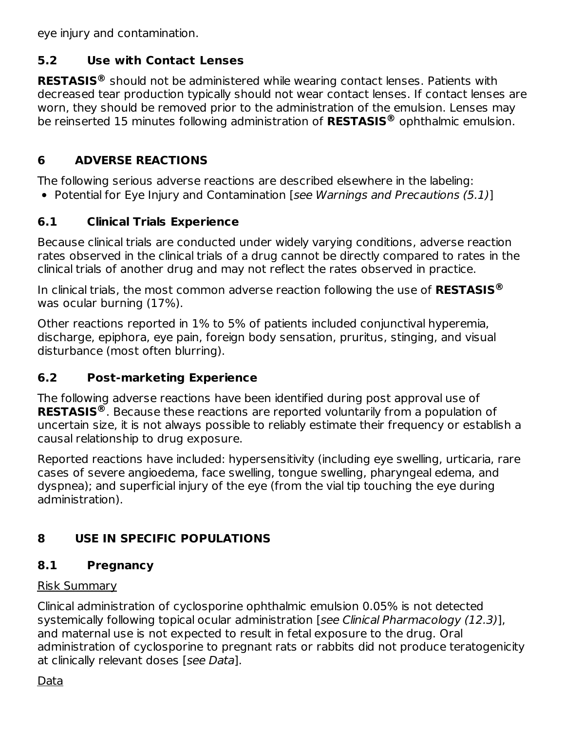eye injury and contamination.

### 5.2 Use with Contact Lenses

**RESTASIS®** should not be administered while wearing contact lenses. Patients with decreased tear production typically should not wear contact lenses. If contact lenses are worn, they should be removed prior to the administration of the emulsion. Lenses may be reinserted 15 minutes following administration of **RESTASIS®** ophthalmic emulsion.

## 6 ADVERSE REACTIONS

The following serious adverse reactions are described elsewhere in the labeling:

- Potential for Eye Injury and Contamination [*see Warnings and Precautions (5.1)*]

### 6.1 Clinical Trials Experience

Because clinical trials are conducted under widely varying conditions, adverse reaction rates observed in the clinical trials of a drug cannot be directly compared to rates in the clinical trials of another drug and may not reflect the rates observed in practice.

In clinical trials, the most common adverse reaction following the use of **RESTASIS®** was ocular burning (17%).

Other reactions reported in 1% to 5% of patients included conjunctival hyperemia, discharge, epiphora, eye pain, foreign body sensation, pruritus, stinging, and visual disturbance (most often blurring).

### 6.2 Post-marketing Experience

The following adverse reactions have been identified during post approval use of **RESTASIS®**. Because these reactions are reported voluntarily from a population of uncertain size, it is not always possible to reliably estimate their frequency or establish a causal relationship to drug exposure.

Reported reactions have included: hypersensitivity (including eye swelling, urticaria, rare cases of severe angioedema, face swelling, tongue swelling, pharyngeal edema, and dyspnea); and superficial injury of the eye (from the vial tip touching the eye during administration).

## 8 USE IN SPECIFIC POPULATIONS

### 8.1 Pregnancy

Risk Summary

Clinical administration of cyclosporine ophthalmic emulsion 0.05% is not detected systemically following topical ocular administration [*see Clinical Pharmacology (12.3)*], and maternal use is not expected to result in fetal exposure to the drug. Oral administration of cyclosporine to pregnant rats or rabbits did not produce teratogenicity at clinically relevant doses [*see Data*].

Data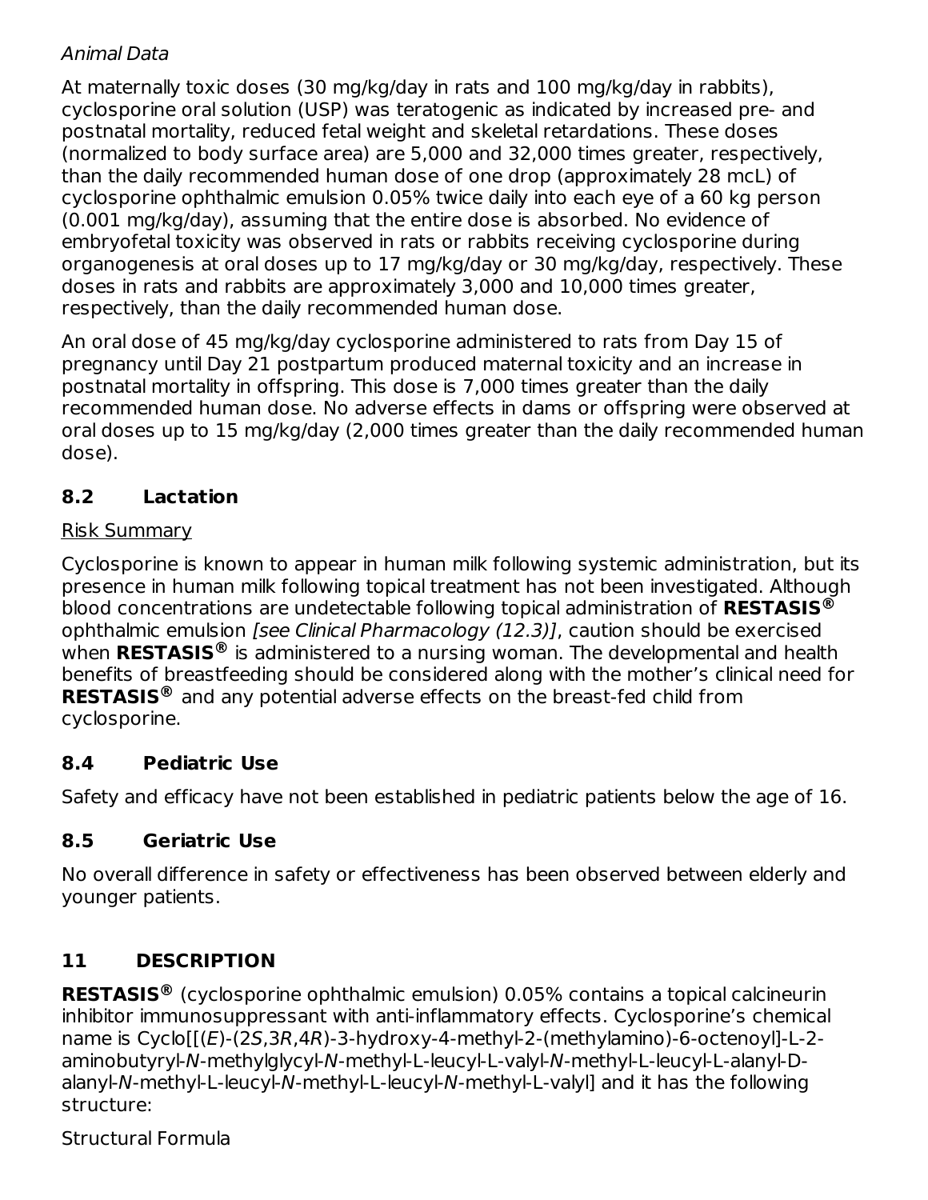*Animal Data*

At maternally toxic doses (30 mg/kg/day in rats and 100 mg/kg/day in rabbits), cyclosporine oral solution (USP) was teratogenic as indicated by increased pre- and postnatal mortality, reduced fetal weight and skeletal retardations. These doses (normalized to body surface area) are 5,000 and 32,000 times greater, respectively, than the daily recommended human dose of one drop (approximately 28 mcL) of cyclosporine ophthalmic emulsion 0.05% twice daily into each eye of a 60 kg person (0.001 mg/kg/day), assuming that the entire dose is absorbed. No evidence of embryofetal toxicity was observed in rats or rabbits receiving cyclosporine during organogenesis at oral doses up to 17 mg/kg/day or 30 mg/kg/day, respectively. These doses in rats and rabbits are approximately 3,000 and 10,000 times greater, respectively, than the daily recommended human dose.

An oral dose of 45 mg/kg/day cyclosporine administered to rats from Day 15 of pregnancy until Day 21 postpartum produced maternal toxicity and an increase in postnatal mortality in offspring. This dose is 7,000 times greater than the daily recommended human dose. No adverse effects in dams or offspring were observed at oral doses up to 15 mg/kg/day (2,000 times greater than the daily recommended human dose).

## 8.2 Lactation

Risk Summary

Cyclosporine is known to appear in human milk following systemic administration, but its presence in human milk following topical treatment has not been investigated. Although blood concentrations are undetectable following topical administration of **RESTASIS®** ophthalmic emulsion *[see Clinical Pharmacology (12.3)]*, caution should be exercised when **RESTASIS®** is administered to a nursing woman. The developmental and health benefits of breastfeeding should be considered along with the mother's clinical need for **RESTASIS®** and any potential adverse effects on the breast-fed child from cyclosporine.

## 8.4 Pediatric Use

Safety and efficacy have not been established in pediatric patients below the age of 16.

## 8.5 Geriatric Use

No overall difference in safety or effectiveness has been observed between elderly and younger patients.

# 11 DESCRIPTION

**RESTASIS®** (cyclosporine ophthalmic emulsion) 0.05% contains a topical calcineurin inhibitor immunosuppressant with anti-inflammatory effects. Cyclosporine's chemical name is Cyclo[[(*E*)-(2*S*,3*R*,4*R*)-3-hydroxy-4-methyl-2-(methylamino)-6-octenoyl]-L-2-aminobutyryl-*N*-methylglycyl-*N*-methyl-L-leucyl-L-valyl-*N*-methyl-L-leucyl-L-alanyl-D-alanyl-*N*-methyl-L-leucyl-*N*-methyl-L-leucyl-*N*-methyl-L-valyl] and it has the following structure:

Structural Formula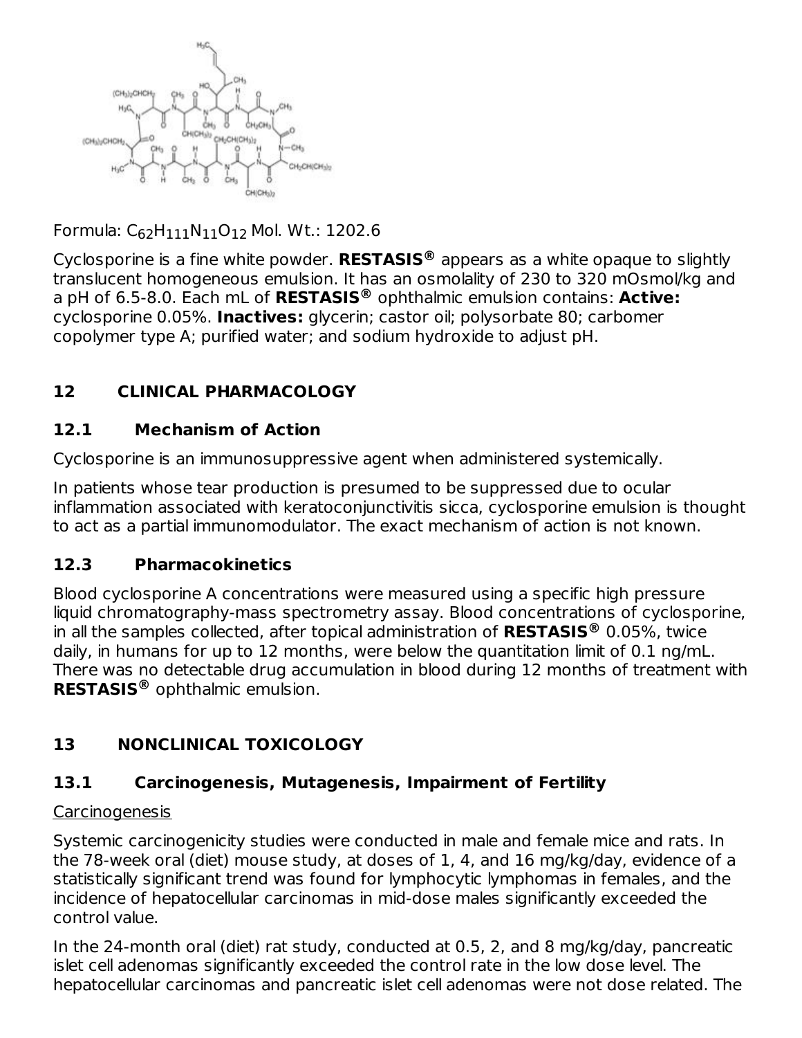Formula: $C_{62}H_{111}N_{11}O_{12}$ Mol. Wt.: 1202.6

Cyclosporine is a fine white powder. **RESTASIS®** appears as a white opaque to slightly translucent homogeneous emulsion. It has an osmolality of 230 to 320 mOsmol/kg and a pH of 6.5-8.0. Each mL of **RESTASIS®** ophthalmic emulsion contains: **Active:** cyclosporine 0.05%. **Inactives:** glycerin; castor oil; polysorbate 80; carbomer copolymer type A; purified water; and sodium hydroxide to adjust pH.

## 12 CLINICAL PHARMACOLOGY

### 12.1 Mechanism of Action

Cyclosporine is an immunosuppressive agent when administered systemically.

In patients whose tear production is presumed to be suppressed due to ocular inflammation associated with keratoconjunctivitis sicca, cyclosporine emulsion is thought to act as a partial immunomodulator. The exact mechanism of action is not known.

### 12.3 Pharmacokinetics

Blood cyclosporine A concentrations were measured using a specific high pressure liquid chromatography-mass spectrometry assay. Blood concentrations of cyclosporine, in all the samples collected, after topical administration of **RESTASIS®** 0.05%, twice daily, in humans for up to 12 months, were below the quantitation limit of 0.1 ng/mL. There was no detectable drug accumulation in blood during 12 months of treatment with **RESTASIS®** ophthalmic emulsion.

## 13 NONCLINICAL TOXICOLOGY

### 13.1 Carcinogenesis, Mutagenesis, Impairment of Fertility

Carcinogenesis

Systemic carcinogenicity studies were conducted in male and female mice and rats. In the 78-week oral (diet) mouse study, at doses of 1, 4, and 16 mg/kg/day, evidence of a statistically significant trend was found for lymphocytic lymphomas in females, and the incidence of hepatocellular carcinomas in mid-dose males significantly exceeded the control value.

In the 24-month oral (diet) rat study, conducted at 0.5, 2, and 8 mg/kg/day, pancreatic islet cell adenomas significantly exceeded the control rate in the low dose level. The hepatocellular carcinomas and pancreatic islet cell adenomas were not dose related. The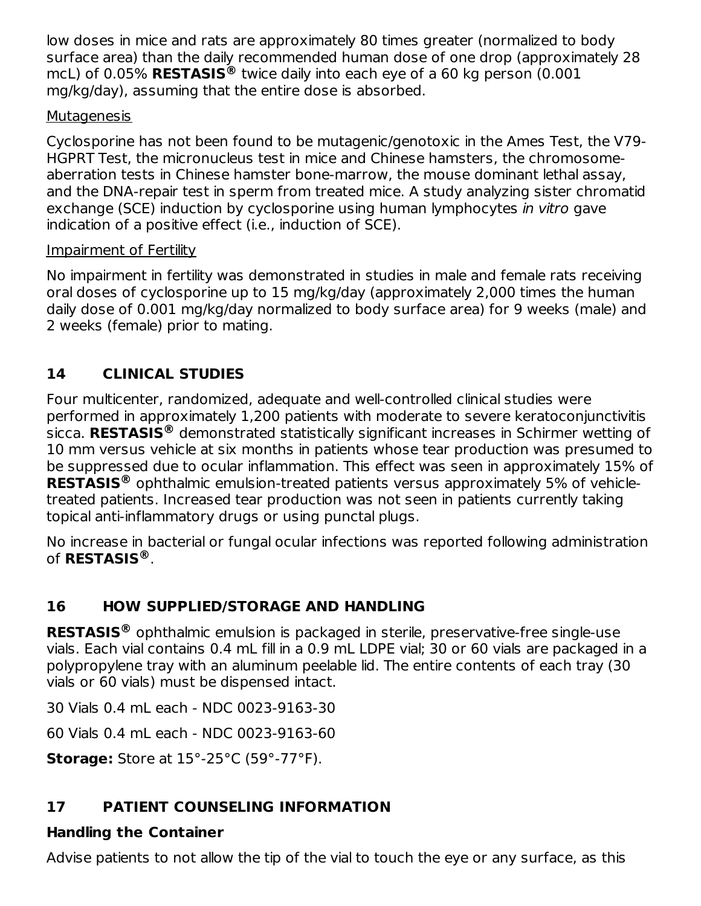low doses in mice and rats are approximately 80 times greater (normalized to body surface area) than the daily recommended human dose of one drop (approximately 28 mcL) of 0.05% **RESTASIS®** twice daily into each eye of a 60 kg person (0.001 mg/kg/day), assuming that the entire dose is absorbed.

Mutagenesis

Cyclosporine has not been found to be mutagenic/genotoxic in the Ames Test, the V79-HGPRT Test, the micronucleus test in mice and Chinese hamsters, the chromosome-aberration tests in Chinese hamster bone-marrow, the mouse dominant lethal assay, and the DNA-repair test in sperm from treated mice. A study analyzing sister chromatid exchange (SCE) induction by cyclosporine using human lymphocytes *in vitro* gave indication of a positive effect (i.e., induction of SCE).

Impairment of Fertility

No impairment in fertility was demonstrated in studies in male and female rats receiving oral doses of cyclosporine up to 15 mg/kg/day (approximately 2,000 times the human daily dose of 0.001 mg/kg/day normalized to body surface area) for 9 weeks (male) and 2 weeks (female) prior to mating.

## 14 CLINICAL STUDIES

Four multicenter, randomized, adequate and well-controlled clinical studies were performed in approximately 1,200 patients with moderate to severe keratoconjunctivitis sicca. **RESTASIS®** demonstrated statistically significant increases in Schirmer wetting of 10 mm versus vehicle at six months in patients whose tear production was presumed to be suppressed due to ocular inflammation. This effect was seen in approximately 15% of **RESTASIS®** ophthalmic emulsion-treated patients versus approximately 5% of vehicle-treated patients. Increased tear production was not seen in patients currently taking topical anti-inflammatory drugs or using punctal plugs.

No increase in bacterial or fungal ocular infections was reported following administration of **RESTASIS®**.

## 16 HOW SUPPLIED/STORAGE AND HANDLING

**RESTASIS®** ophthalmic emulsion is packaged in sterile, preservative-free single-use vials. Each vial contains 0.4 mL fill in a 0.9 mL LDPE vial; 30 or 60 vials are packaged in a polypropylene tray with an aluminum peelable lid. The entire contents of each tray (30 vials or 60 vials) must be dispensed intact.

30 Vials 0.4 mL each - NDC 0023-9163-30

60 Vials 0.4 mL each - NDC 0023-9163-60

**Storage:** Store at 15°-25°C (59°-77°F).

## 17 PATIENT COUNSELING INFORMATION

**Handling the Container**

Advise patients to not allow the tip of the vial to touch the eye or any surface, as this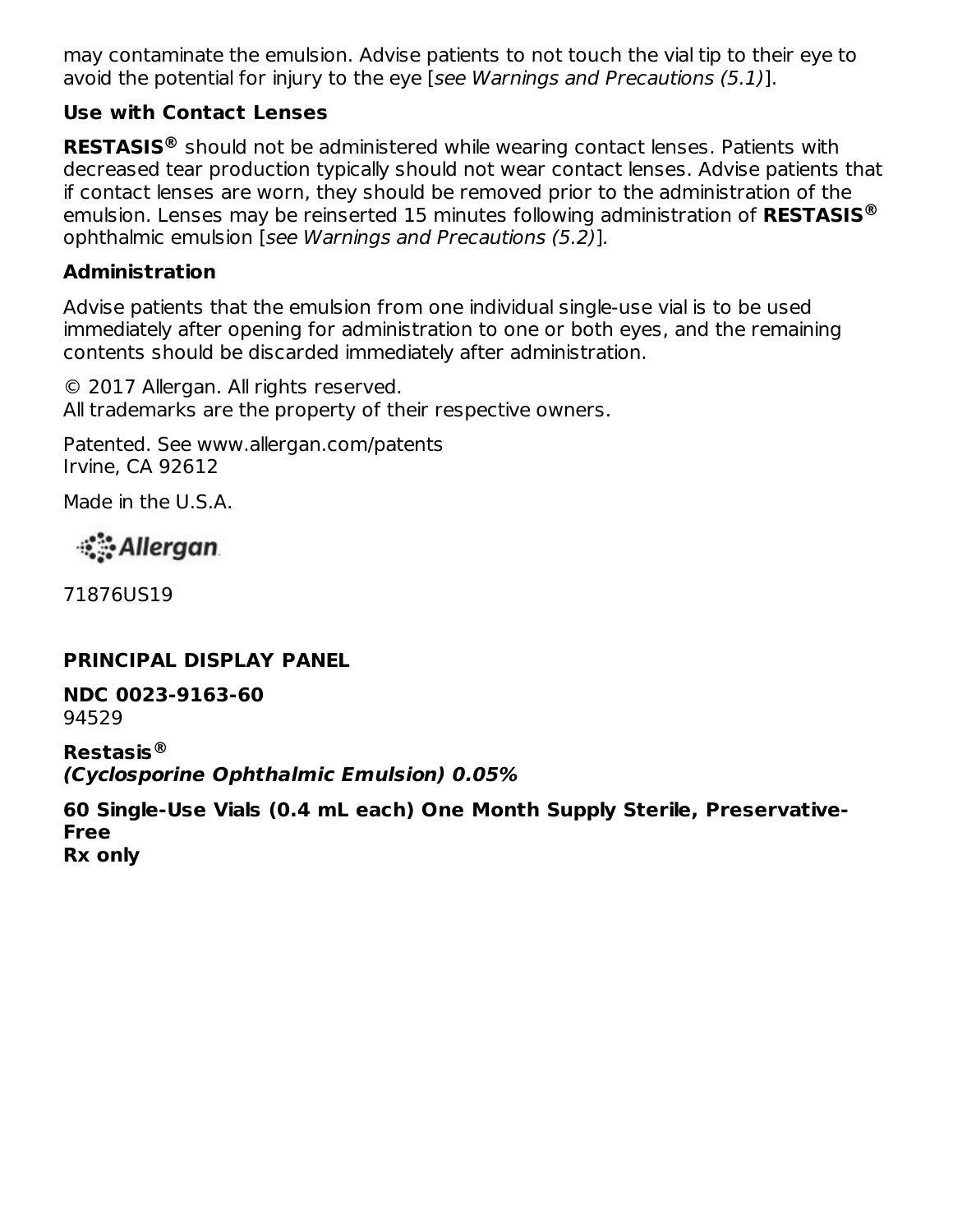may contaminate the emulsion. Advise patients to not touch the vial tip to their eye to avoid the potential for injury to the eye [*see Warnings and Precautions (5.1)*].

### Use with Contact Lenses

**RESTASIS®** should not be administered while wearing contact lenses. Patients with decreased tear production typically should not wear contact lenses. Advise patients that if contact lenses are worn, they should be removed prior to the administration of the emulsion. Lenses may be reinserted 15 minutes following administration of **RESTASIS®** ophthalmic emulsion [*see Warnings and Precautions (5.2)*].

### Administration

Advise patients that the emulsion from one individual single-use vial is to be used immediately after opening for administration to one or both eyes, and the remaining contents should be discarded immediately after administration.

© 2017 Allergan. All rights reserved.
All trademarks are the property of their respective owners.

Patented. See www.allergan.com/patents
Irvine, CA 92612

Made in the U.S.A.

Allergan

71876US19

## PRINCIPAL DISPLAY PANEL

**NDC 0023-9163-60**
94529

**Restasis®**
***(Cyclosporine Ophthalmic Emulsion) 0.05%***

**60 Single-Use Vials (0.4 mL each) One Month Supply Sterile, Preservative-Free**
**Rx only**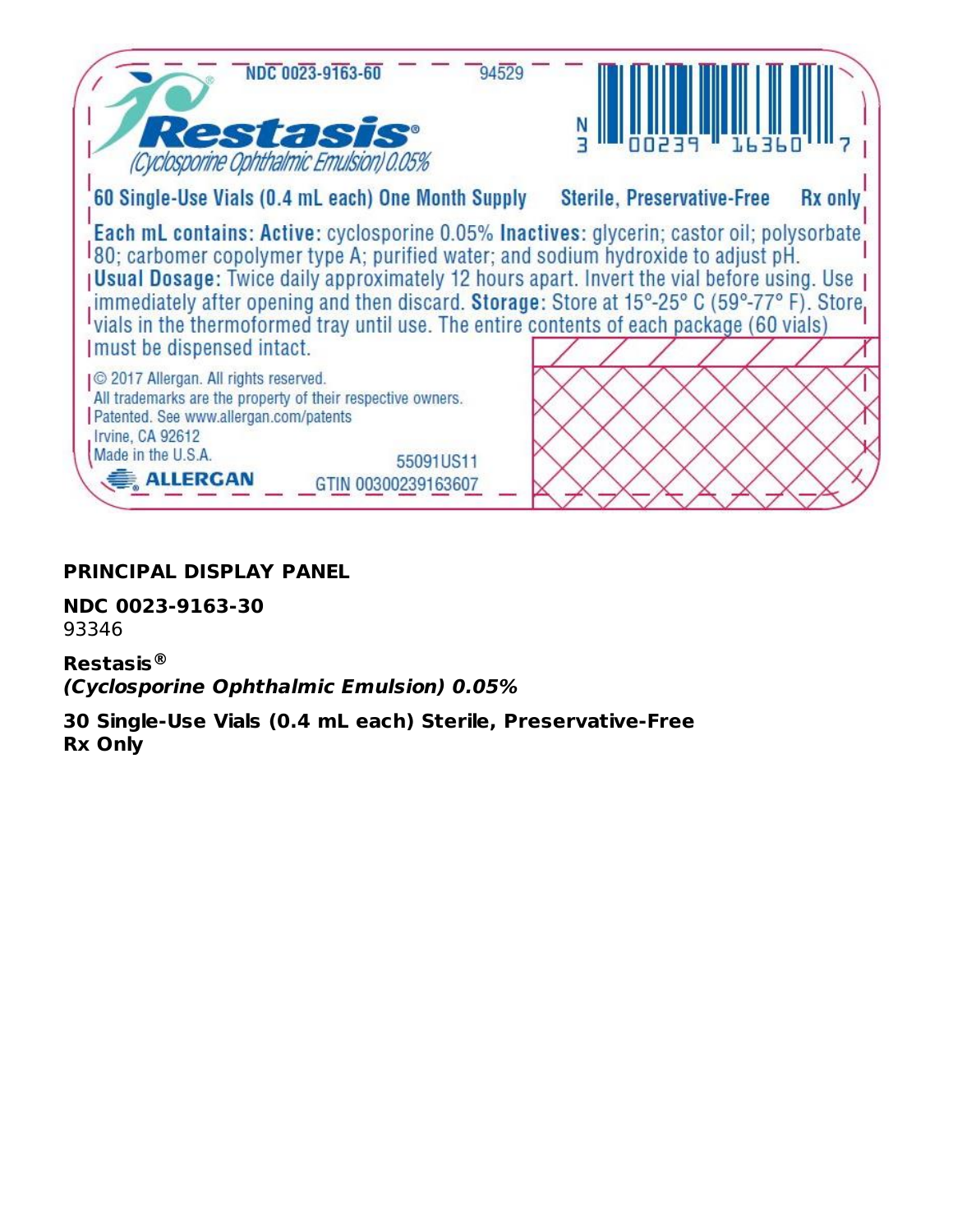NDC 0023-9163-60    94529

**Restasis®**
*(Cyclosporine Ophthalmic Emulsion) 0.05%*

N 3 00239 16360 7

**60 Single-Use Vials (0.4 mL each) One Month Supply    Sterile, Preservative-Free    Rx only**

**Each mL contains: Active:** cyclosporine 0.05% **Inactives:** glycerin; castor oil; polysorbate 80; carbomer copolymer type A; purified water; and sodium hydroxide to adjust pH.
**Usual Dosage:** Twice daily approximately 12 hours apart. Invert the vial before using. Use immediately after opening and then discard. **Storage:** Store at 15°-25° C (59°-77° F). Store vials in the thermoformed tray until use. The entire contents of each package (60 vials) must be dispensed intact.

© 2017 Allergan. All rights reserved.
All trademarks are the property of their respective owners.
Patented. See www.allergan.com/patents
Irvine, CA 92612
Made in the U.S.A.    55091US11
ALLERGAN    GTIN 00300239163607

**PRINCIPAL DISPLAY PANEL**

**NDC 0023-9163-30**
93346

**Restasis®**
***(Cyclosporine Ophthalmic Emulsion) 0.05%***

**30 Single-Use Vials (0.4 mL each) Sterile, Preservative-Free**
**Rx Only**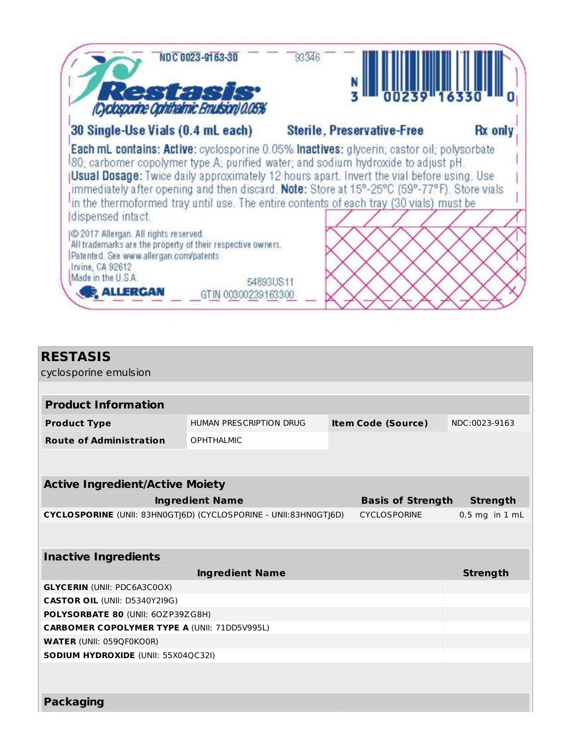NDC 0023-9163-30

93346

**Restasis®**

(Cyclosporine Ophthalmic Emulsion) 0.05%

N 3 00239 16330 0

**30 Single-Use Vials (0.4 mL each)** **Sterile, Preservative-Free** **Rx only**

**Each mL contains: Active:** cyclosporine 0.05% **Inactives:** glycerin; castor oil; polysorbate 80; carbomer copolymer type A; purified water; and sodium hydroxide to adjust pH.
**Usual Dosage:** Twice daily approximately 12 hours apart. Invert the vial before using. Use immediately after opening and then discard. **Note:** Store at 15°-25°C (59°-77°F). Store vials in the thermoformed tray until use. The entire contents of each tray (30 vials) must be dispensed intact.

© 2017 Allergan. All rights reserved.
All trademarks are the property of their respective owners.
Patented. See www.allergan.com/patents
Irvine, CA 92612
Made in the U.S.A.

54893US11

ALLERGAN

GTIN 00300239163300

# RESTASIS

cyclosporine emulsion

| Product Information | | | |
|---|---|---|---|
| **Product Type** | HUMAN PRESCRIPTION DRUG | **Item Code (Source)** | NDC:0023-9163 |
| **Route of Administration** | OPHTHALMIC | | |

| Active Ingredient/Active Moiety | | |
|---|---|---|
| **Ingredient Name** | **Basis of Strength** | **Strength** |
| **CYCLOSPORINE** (UNII: 83HN0GTJ6D) (CYCLOSPORINE - UNII:83HN0GTJ6D) | CYCLOSPORINE | 0.5 mg in 1 mL |

| Inactive Ingredients | |
|---|---|
| **Ingredient Name** | **Strength** |
| **GLYCERIN** (UNII: PDC6A3C0OX) | |
| **CASTOR OIL** (UNII: D5340Y2I9G) | |
| **POLYSORBATE 80** (UNII: 6OZP39ZG8H) | |
| **CARBOMER COPOLYMER TYPE A** (UNII: 71DD5V995L) | |
| **WATER** (UNII: 059QF0KO0R) | |
| **SODIUM HYDROXIDE** (UNII: 55X04QC32I) | |

**Packaging**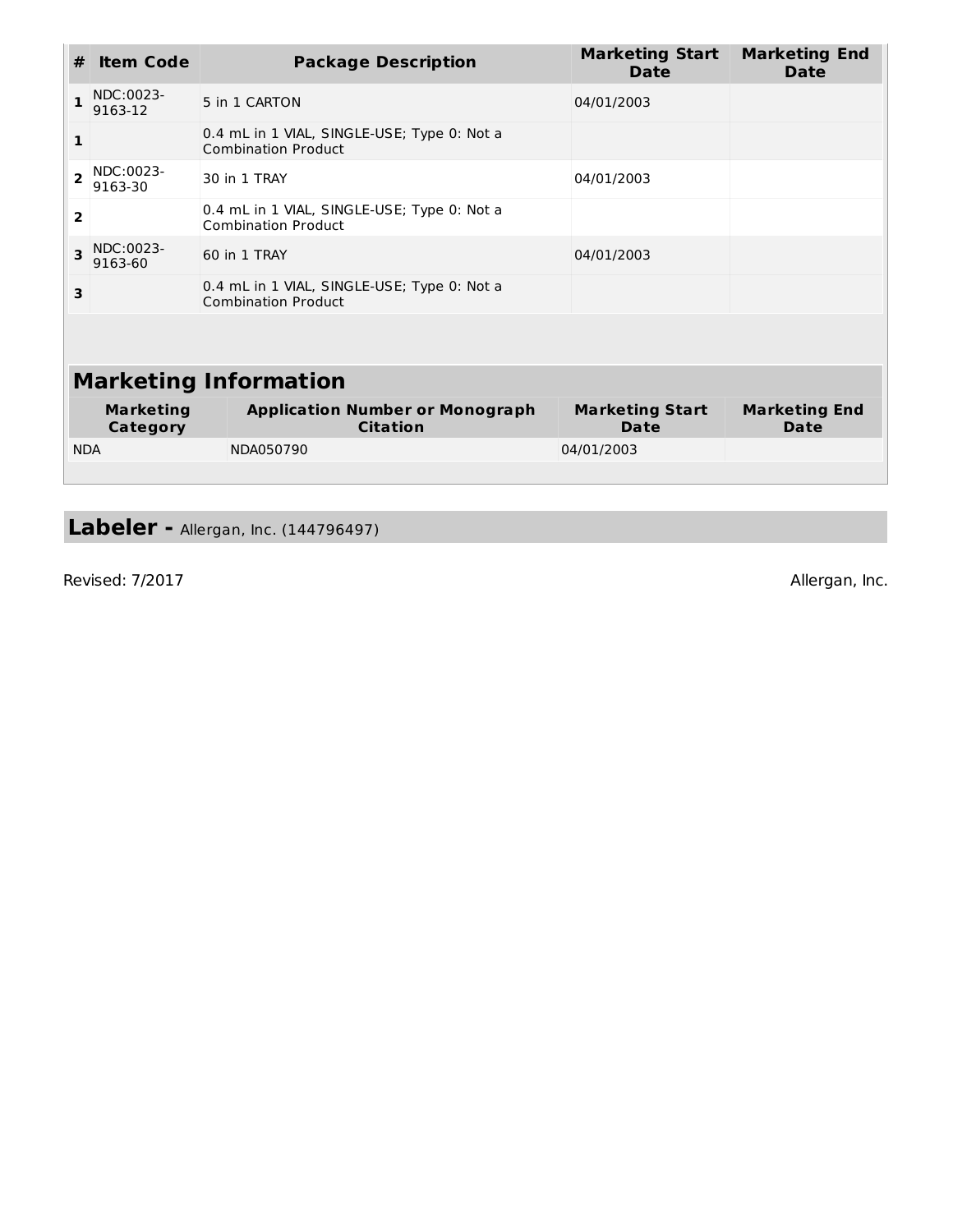| # | Item Code | Package Description | Marketing Start Date | Marketing End Date |
|---|---|---|---|---|
| 1 | NDC:0023-9163-12 | 5 in 1 CARTON | 04/01/2003 | |
| 1 | | 0.4 mL in 1 VIAL, SINGLE-USE; Type 0: Not a Combination Product | | |
| 2 | NDC:0023-9163-30 | 30 in 1 TRAY | 04/01/2003 | |
| 2 | | 0.4 mL in 1 VIAL, SINGLE-USE; Type 0: Not a Combination Product | | |
| 3 | NDC:0023-9163-60 | 60 in 1 TRAY | 04/01/2003 | |
| 3 | | 0.4 mL in 1 VIAL, SINGLE-USE; Type 0: Not a Combination Product | | |

## Marketing Information

| Marketing Category | Application Number or Monograph Citation | Marketing Start Date | Marketing End Date |
|---|---|---|---|
| NDA | NDA050790 | 04/01/2003 | |

## Labeler - Allergan, Inc. (144796497)

Revised: 7/2017

Allergan, Inc.